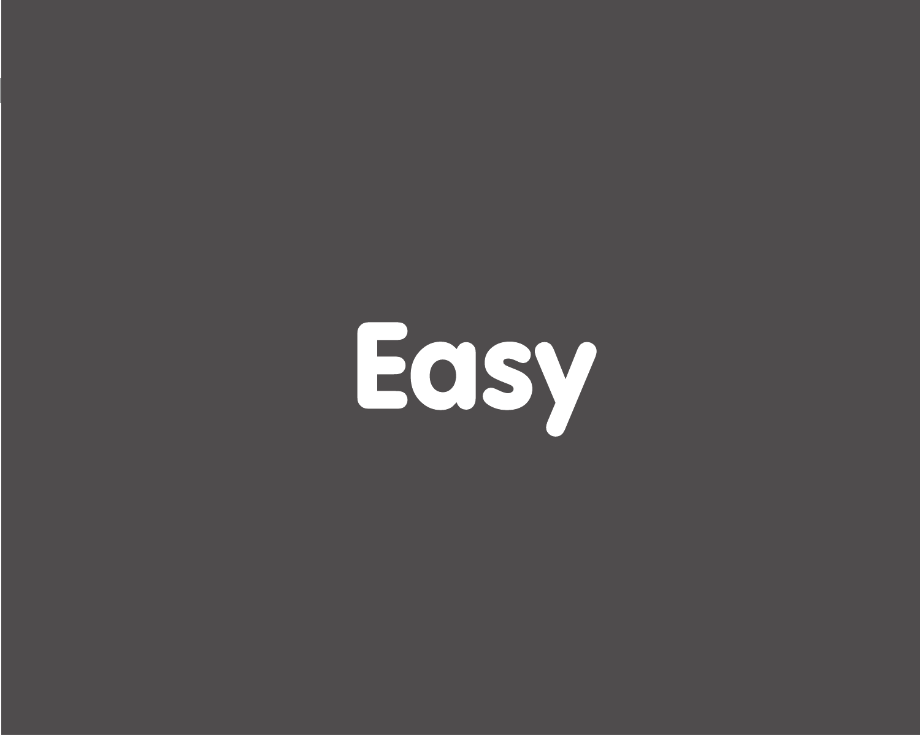# Easy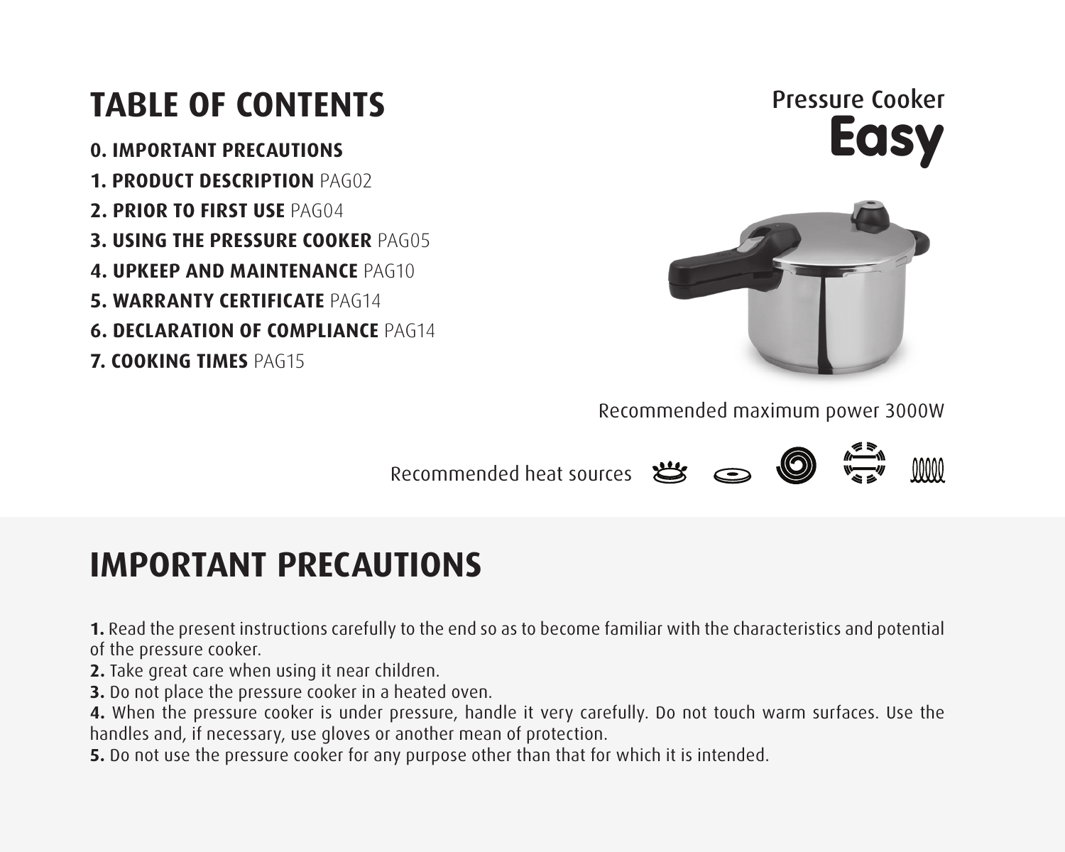# TABLE OF CONTENTS

**0. IMPORTANT PRECAUTIONS**

**1. PRODUCT DESCRIPTION** PAG02

**2. PRIOR TO FIRST USE** PAG04

**3. USING THE PRESSURE COOKER** PAG05

**4. UPKEEP AND MAINTENANCE** PAG10

**5. WARRANTY CERTIFICATE** PAG14

**6. DECLARATION OF COMPLIANCE** PAG14

**7. COOKING TIMES** PAG15

Pressure Cooker

**Easy**

Recommended maximum power 3000W

Recommended heat sources

# IMPORTANT PRECAUTIONS

**1.** Read the present instructions carefully to the end so as to become familiar with the characteristics and potential of the pressure cooker.

**2.** Take great care when using it near children.

**3.** Do not place the pressure cooker in a heated oven.

**4.** When the pressure cooker is under pressure, handle it very carefully. Do not touch warm surfaces. Use the handles and, if necessary, use gloves or another mean of protection.

**5.** Do not use the pressure cooker for any purpose other than that for which it is intended.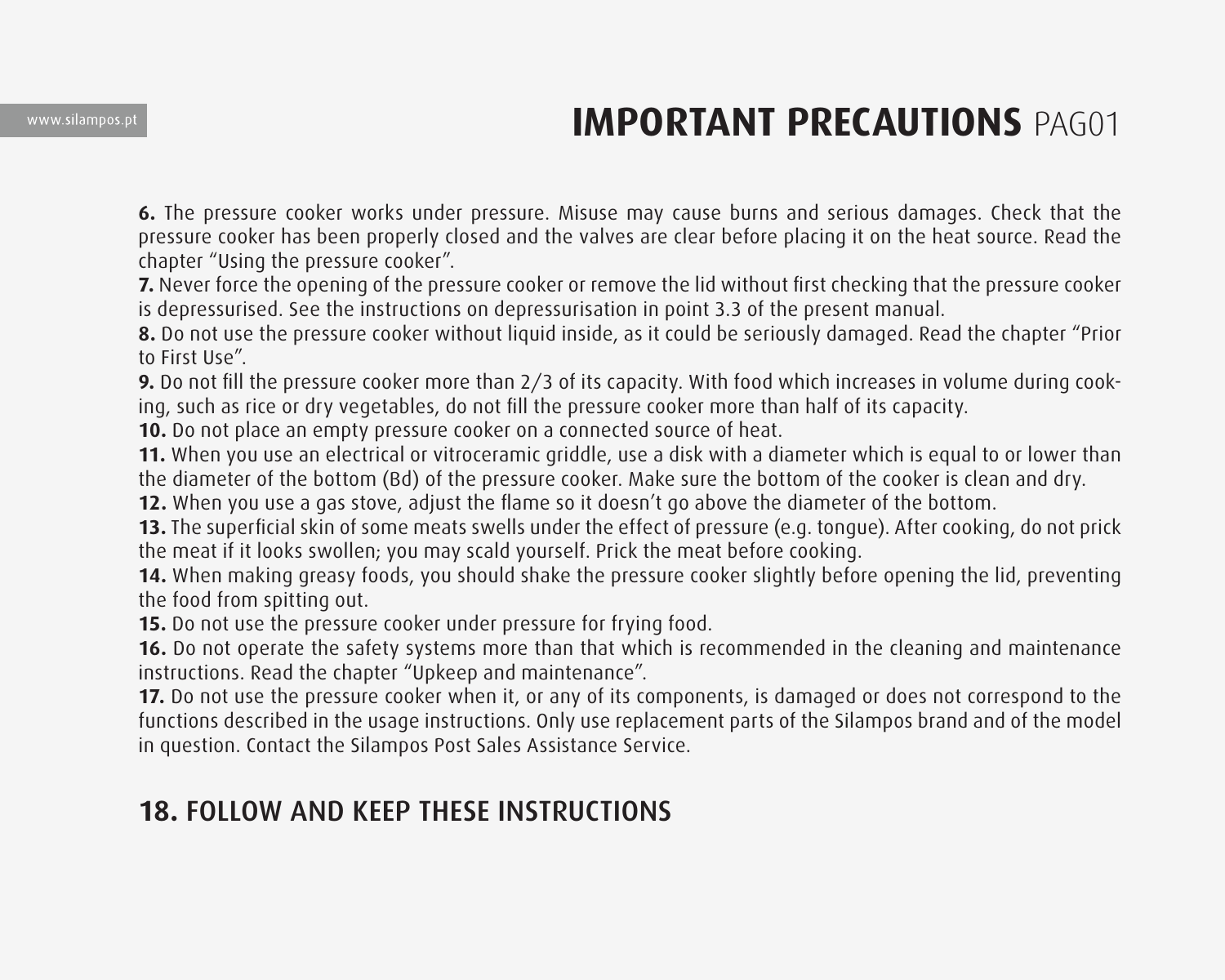# IMPORTANT PRECAUTIONS PAG01

**6.** The pressure cooker works under pressure. Misuse may cause burns and serious damages. Check that the pressure cooker has been properly closed and the valves are clear before placing it on the heat source. Read the chapter "Using the pressure cooker".

**7.** Never force the opening of the pressure cooker or remove the lid without first checking that the pressure cooker is depressurised. See the instructions on depressurisation in point 3.3 of the present manual.

**8.** Do not use the pressure cooker without liquid inside, as it could be seriously damaged. Read the chapter "Prior to First Use".

**9.** Do not fill the pressure cooker more than 2/3 of its capacity. With food which increases in volume during cooking, such as rice or dry vegetables, do not fill the pressure cooker more than half of its capacity.

**10.** Do not place an empty pressure cooker on a connected source of heat.

**11.** When you use an electrical or vitroceramic griddle, use a disk with a diameter which is equal to or lower than the diameter of the bottom (Bd) of the pressure cooker. Make sure the bottom of the cooker is clean and dry.

**12.** When you use a gas stove, adjust the flame so it doesn't go above the diameter of the bottom.

**13.** The superficial skin of some meats swells under the effect of pressure (e.g. tongue). After cooking, do not prick the meat if it looks swollen; you may scald yourself. Prick the meat before cooking.

**14.** When making greasy foods, you should shake the pressure cooker slightly before opening the lid, preventing the food from spitting out.

**15.** Do not use the pressure cooker under pressure for frying food.

**16.** Do not operate the safety systems more than that which is recommended in the cleaning and maintenance instructions. Read the chapter "Upkeep and maintenance".

**17.** Do not use the pressure cooker when it, or any of its components, is damaged or does not correspond to the functions described in the usage instructions. Only use replacement parts of the Silampos brand and of the model in question. Contact the Silampos Post Sales Assistance Service.

## 18. FOLLOW AND KEEP THESE INSTRUCTIONS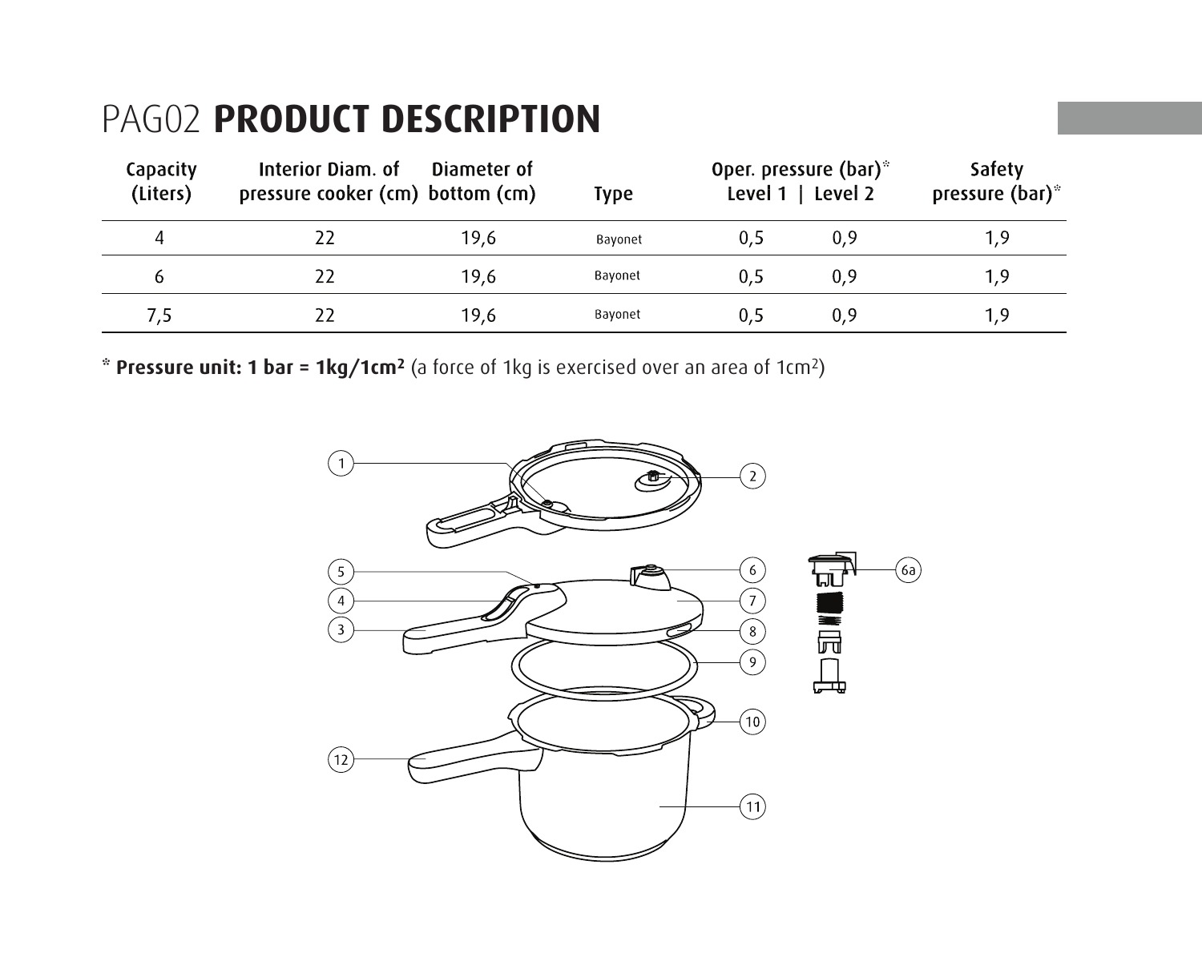# PAG02 **PRODUCT DESCRIPTION**

| Capacity (Liters) | Interior Diam. of pressure cooker (cm) | Diameter of bottom (cm) | Type | Oper. pressure (bar)* Level 1 | Level 2 | Safety pressure (bar)* |
|---|---|---|---|---|---|---|
| 4 | 22 | 19,6 | Bayonet | 0,5 | 0,9 | 1,9 |
| 6 | 22 | 19,6 | Bayonet | 0,5 | 0,9 | 1,9 |
| 7,5 | 22 | 19,6 | Bayonet | 0,5 | 0,9 | 1,9 |

\* **Pressure unit: 1 bar = 1kg/1cm²** (a force of 1kg is exercised over an area of 1cm²)

1, 2, 3, 4, 5, 6, 6a, 7, 8, 9, 10, 11, 12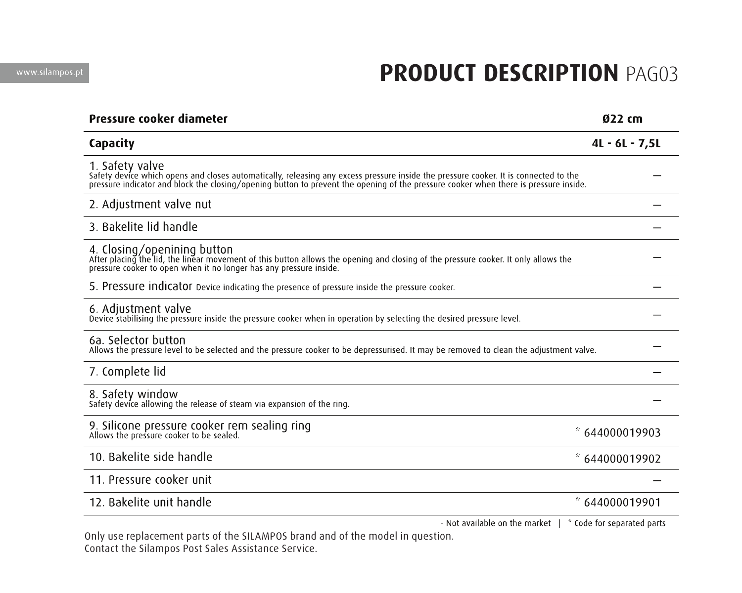# PRODUCT DESCRIPTION PAG03

| Pressure cooker diameter | Ø22 cm |
|---|---|
| **Capacity** | **4L - 6L - 7,5L** |
| 1. Safety valve<br>Safety device which opens and closes automatically, releasing any excess pressure inside the pressure cooker. It is connected to the pressure indicator and block the closing/opening button to prevent the opening of the pressure cooker when there is pressure inside. | – |
| 2. Adjustment valve nut | – |
| 3. Bakelite lid handle | – |
| 4. Closing/openining button<br>After placing the lid, the linear movement of this button allows the opening and closing of the pressure cooker. It only allows the pressure cooker to open when it no longer has any pressure inside. | – |
| 5. Pressure indicator Device indicating the presence of pressure inside the pressure cooker. | – |
| 6. Adjustment valve<br>Device stabilising the pressure inside the pressure cooker when in operation by selecting the desired pressure level. | – |
| 6a. Selector button<br>Allows the pressure level to be selected and the pressure cooker to be depressurised. It may be removed to clean the adjustment valve. | – |
| 7. Complete lid | – |
| 8. Safety window<br>Safety device allowing the release of steam via expansion of the ring. | – |
| 9. Silicone pressure cooker rem sealing ring<br>Allows the pressure cooker to be sealed. | * 644000019903 |
| 10. Bakelite side handle | * 644000019902 |
| 11. Pressure cooker unit | – |
| 12. Bakelite unit handle | * 644000019901 |

- Not available on the market | * Code for separated parts

Only use replacement parts of the SILAMPOS brand and of the model in question.
Contact the Silampos Post Sales Assistance Service.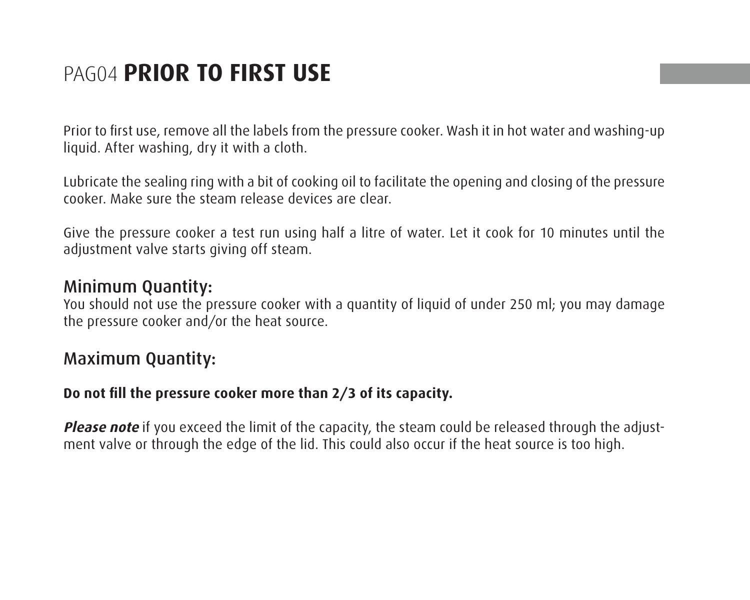# PAG04 **PRIOR TO FIRST USE**

Prior to first use, remove all the labels from the pressure cooker. Wash it in hot water and washing-up liquid. After washing, dry it with a cloth.

Lubricate the sealing ring with a bit of cooking oil to facilitate the opening and closing of the pressure cooker. Make sure the steam release devices are clear.

Give the pressure cooker a test run using half a litre of water. Let it cook for 10 minutes until the adjustment valve starts giving off steam.

## Minimum Quantity:

You should not use the pressure cooker with a quantity of liquid of under 250 ml; you may damage the pressure cooker and/or the heat source.

## Maximum Quantity:

**Do not fill the pressure cooker more than 2/3 of its capacity.**

***Please note*** if you exceed the limit of the capacity, the steam could be released through the adjustment valve or through the edge of the lid. This could also occur if the heat source is too high.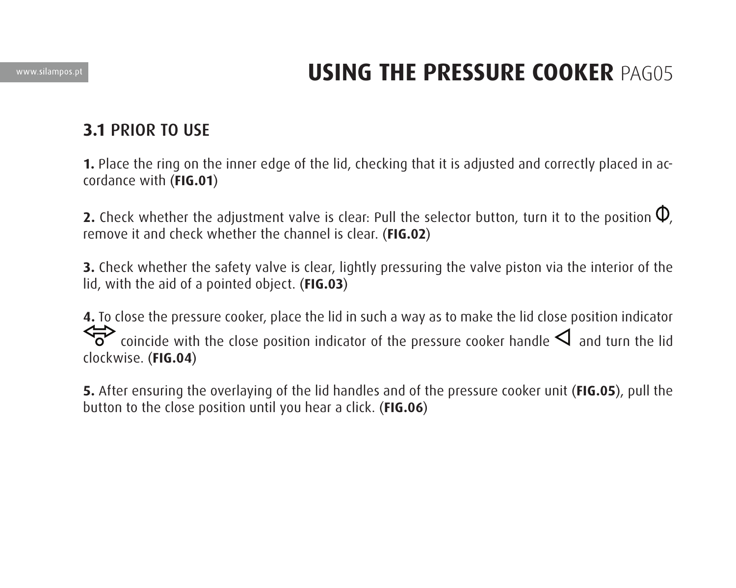# USING THE PRESSURE COOKER

## 3.1 PRIOR TO USE

**1.** Place the ring on the inner edge of the lid, checking that it is adjusted and correctly placed in accordance with (**FIG.01**)

**2.** Check whether the adjustment valve is clear: Pull the selector button, turn it to the position Φ, remove it and check whether the channel is clear. (**FIG.02**)

**3.** Check whether the safety valve is clear, lightly pressuring the valve piston via the interior of the lid, with the aid of a pointed object. (**FIG.03**)

**4.** To close the pressure cooker, place the lid in such a way as to make the lid close position indicator ⇔ coincide with the close position indicator of the pressure cooker handle ◁ and turn the lid clockwise. (**FIG.04**)

**5.** After ensuring the overlaying of the lid handles and of the pressure cooker unit (**FIG.05**), pull the button to the close position until you hear a click. (**FIG.06**)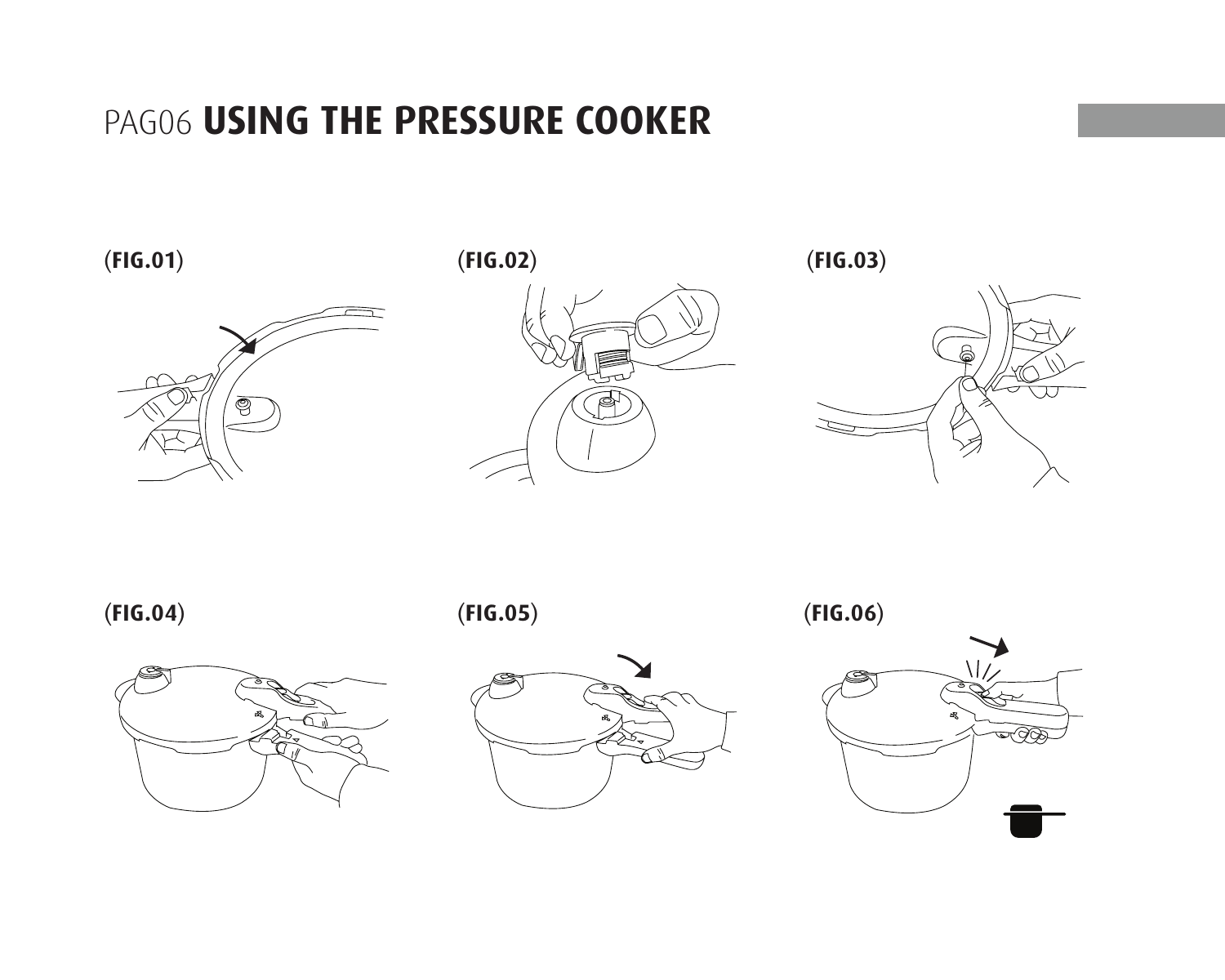# PAG06 **USING THE PRESSURE COOKER**

(**FIG.01**)

(**FIG.02**)

(**FIG.03**)

(**FIG.04**)

(**FIG.05**)

(**FIG.06**)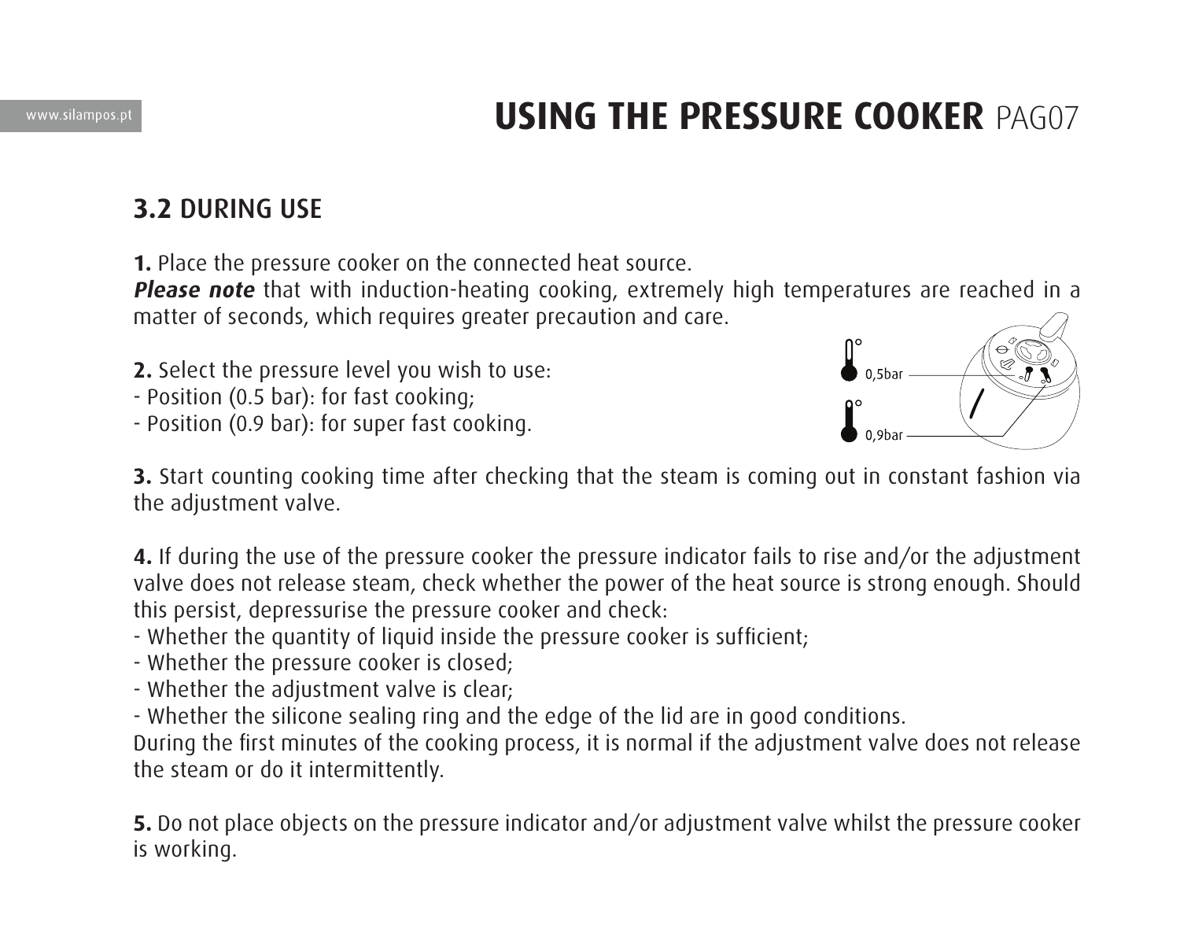# USING THE PRESSURE COOKER

## 3.2 DURING USE

**1.** Place the pressure cooker on the connected heat source.
***Please note*** that with induction-heating cooking, extremely high temperatures are reached in a matter of seconds, which requires greater precaution and care.

**2.** Select the pressure level you wish to use:
- Position (0.5 bar): for fast cooking;
- Position (0.9 bar): for super fast cooking.

0,5bar

0,9bar

**3.** Start counting cooking time after checking that the steam is coming out in constant fashion via the adjustment valve.

**4.** If during the use of the pressure cooker the pressure indicator fails to rise and/or the adjustment valve does not release steam, check whether the power of the heat source is strong enough. Should this persist, depressurise the pressure cooker and check:
- Whether the quantity of liquid inside the pressure cooker is sufficient;
- Whether the pressure cooker is closed;
- Whether the adjustment valve is clear;
- Whether the silicone sealing ring and the edge of the lid are in good conditions.

During the first minutes of the cooking process, it is normal if the adjustment valve does not release the steam or do it intermittently.

**5.** Do not place objects on the pressure indicator and/or adjustment valve whilst the pressure cooker is working.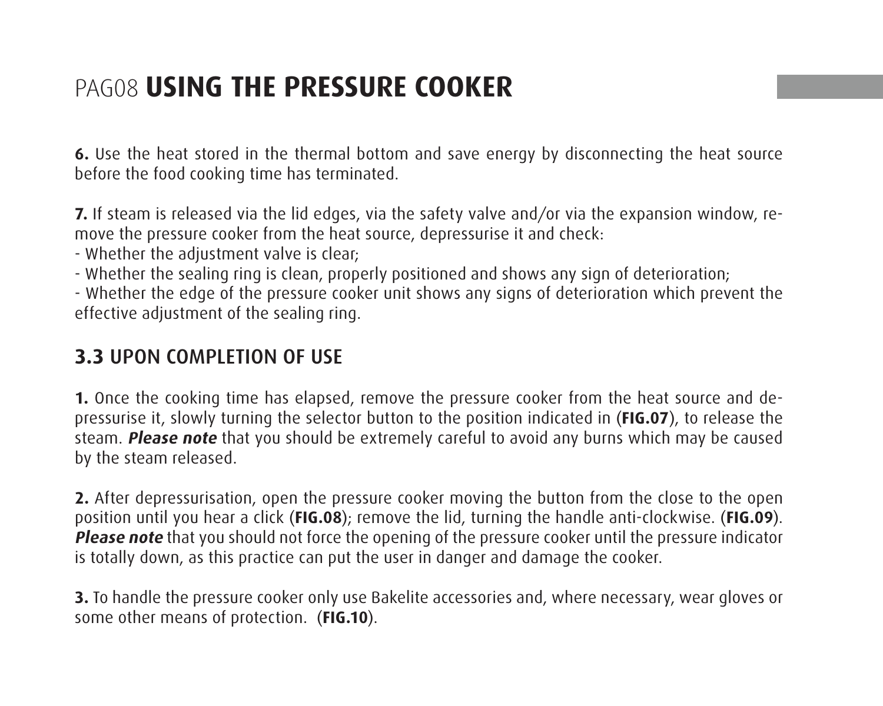# PAG08 **USING THE PRESSURE COOKER**

**6.** Use the heat stored in the thermal bottom and save energy by disconnecting the heat source before the food cooking time has terminated.

**7.** If steam is released via the lid edges, via the safety valve and/or via the expansion window, remove the pressure cooker from the heat source, depressurise it and check:
- Whether the adjustment valve is clear;
- Whether the sealing ring is clean, properly positioned and shows any sign of deterioration;
- Whether the edge of the pressure cooker unit shows any signs of deterioration which prevent the effective adjustment of the sealing ring.

## **3.3** UPON COMPLETION OF USE

**1.** Once the cooking time has elapsed, remove the pressure cooker from the heat source and depressurise it, slowly turning the selector button to the position indicated in (**FIG.07**), to release the steam. ***Please note*** that you should be extremely careful to avoid any burns which may be caused by the steam released.

**2.** After depressurisation, open the pressure cooker moving the button from the close to the open position until you hear a click (**FIG.08**); remove the lid, turning the handle anti-clockwise. (**FIG.09**). ***Please note*** that you should not force the opening of the pressure cooker until the pressure indicator is totally down, as this practice can put the user in danger and damage the cooker.

**3.** To handle the pressure cooker only use Bakelite accessories and, where necessary, wear gloves or some other means of protection. (**FIG.10**).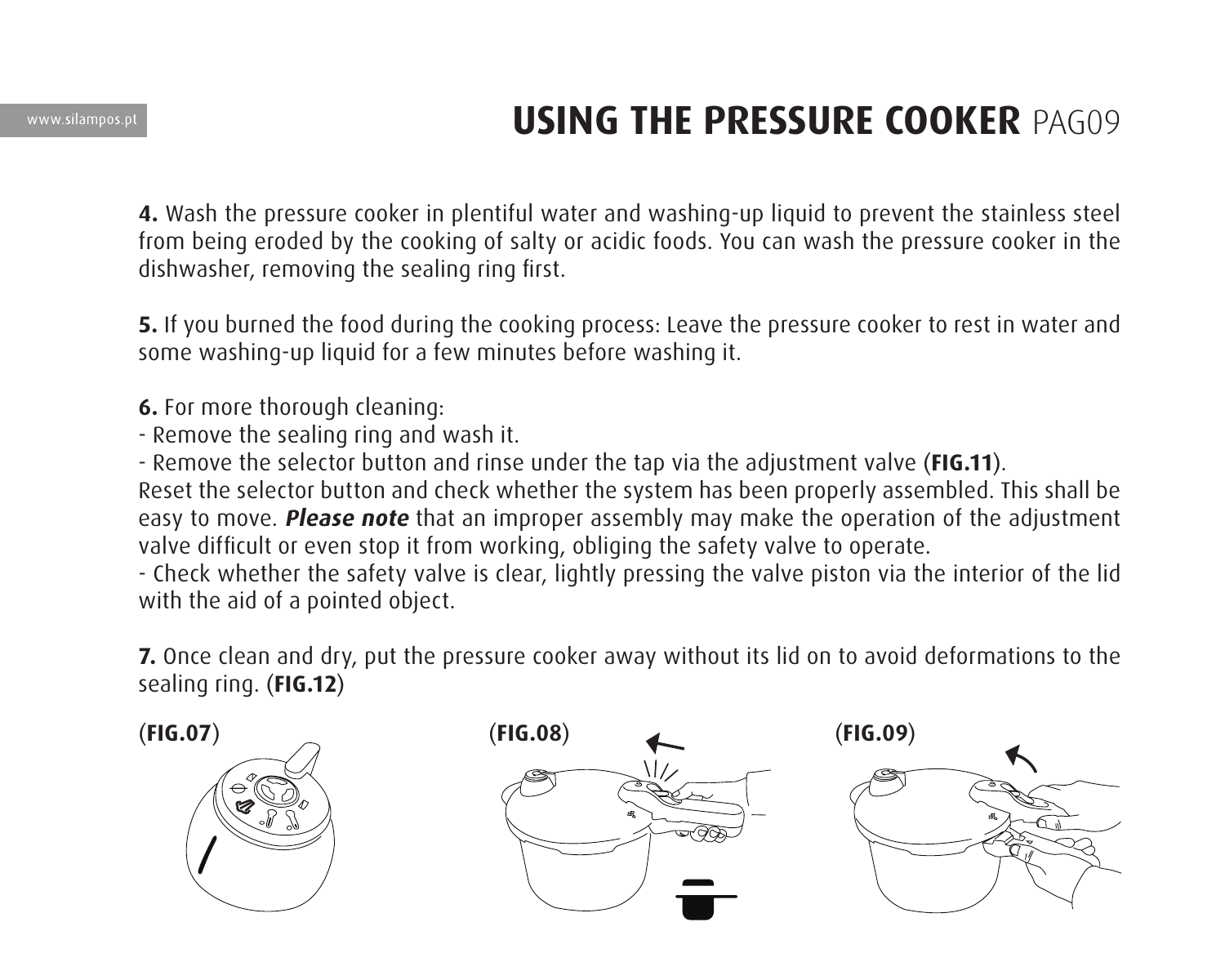# USING THE PRESSURE COOKER

**4.** Wash the pressure cooker in plentiful water and washing-up liquid to prevent the stainless steel from being eroded by the cooking of salty or acidic foods. You can wash the pressure cooker in the dishwasher, removing the sealing ring first.

**5.** If you burned the food during the cooking process: Leave the pressure cooker to rest in water and some washing-up liquid for a few minutes before washing it.

**6.** For more thorough cleaning:
- Remove the sealing ring and wash it.
- Remove the selector button and rinse under the tap via the adjustment valve (**FIG.11**).

Reset the selector button and check whether the system has been properly assembled. This shall be easy to move. ***Please note*** that an improper assembly may make the operation of the adjustment valve difficult or even stop it from working, obliging the safety valve to operate.
- Check whether the safety valve is clear, lightly pressing the valve piston via the interior of the lid with the aid of a pointed object.

**7.** Once clean and dry, put the pressure cooker away without its lid on to avoid deformations to the sealing ring. (**FIG.12**)

(**FIG.07**)

(**FIG.08**)

(**FIG.09**)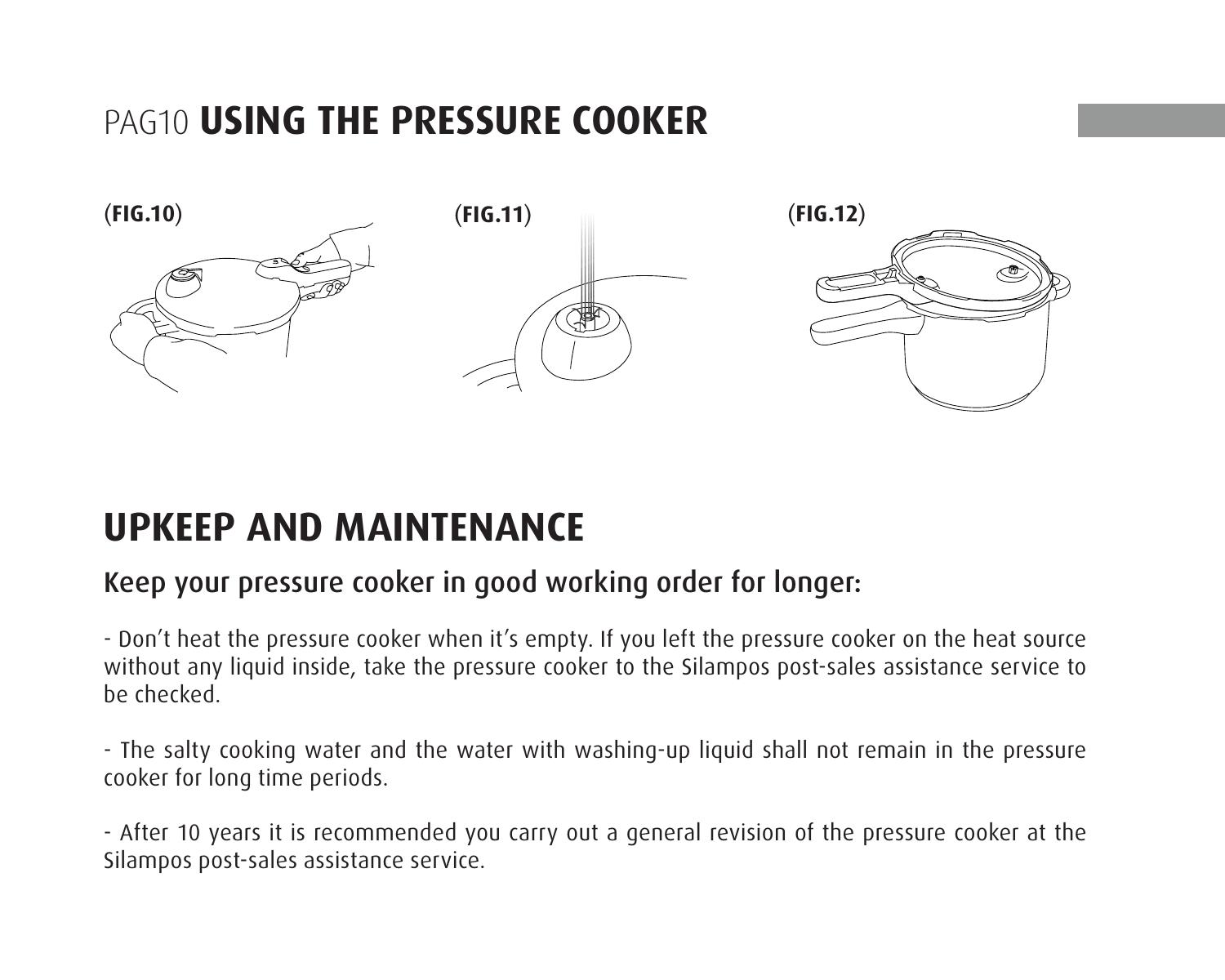# PAG10 **USING THE PRESSURE COOKER**

(**FIG.10**) (**FIG.11**) (**FIG.12**)

## UPKEEP AND MAINTENANCE

### Keep your pressure cooker in good working order for longer:

- Don't heat the pressure cooker when it's empty. If you left the pressure cooker on the heat source without any liquid inside, take the pressure cooker to the Silampos post-sales assistance service to be checked.

- The salty cooking water and the water with washing-up liquid shall not remain in the pressure cooker for long time periods.

- After 10 years it is recommended you carry out a general revision of the pressure cooker at the Silampos post-sales assistance service.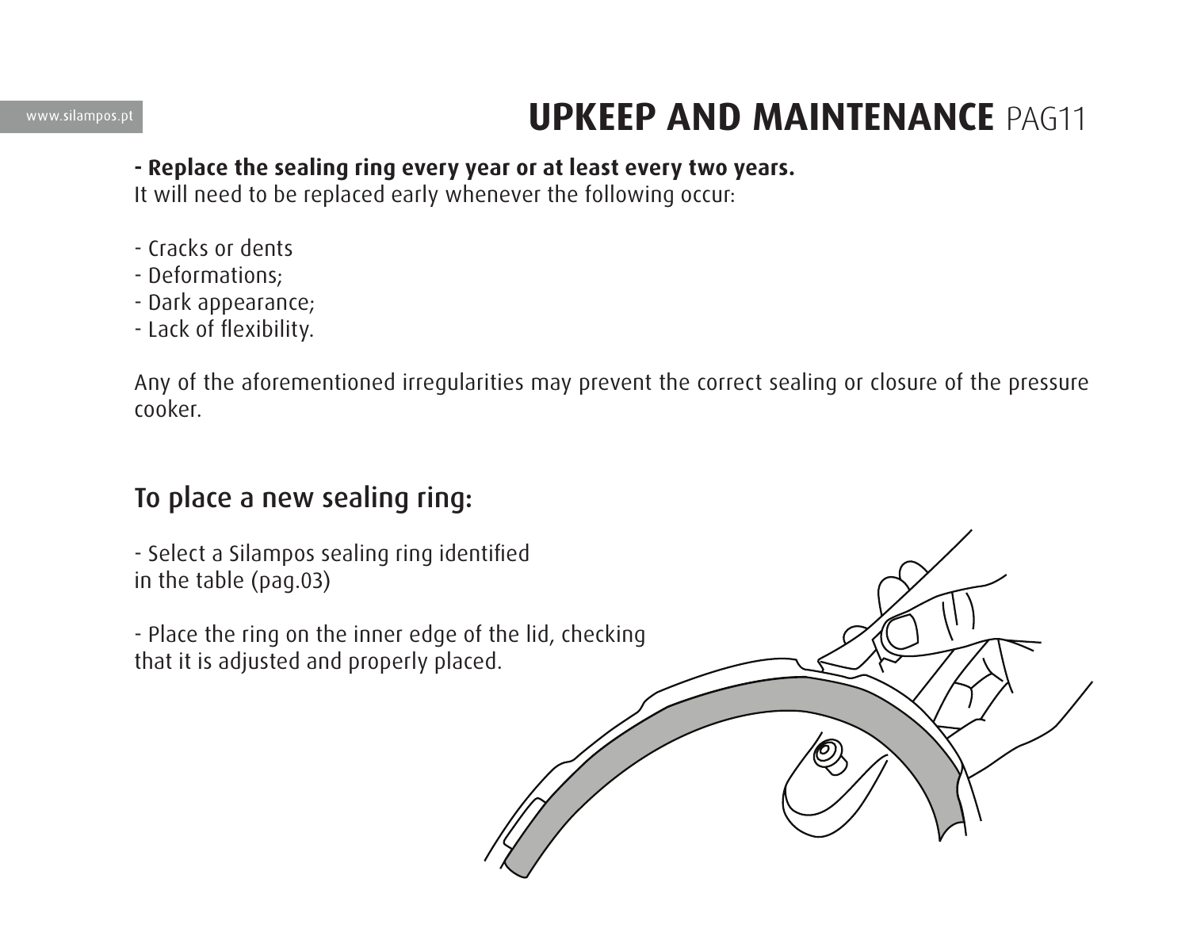# UPKEEP AND MAINTENANCE

**- Replace the sealing ring every year or at least every two years.**
It will need to be replaced early whenever the following occur:

- Cracks or dents
- Deformations;
- Dark appearance;
- Lack of flexibility.

Any of the aforementioned irregularities may prevent the correct sealing or closure of the pressure cooker.

## To place a new sealing ring:

- Select a Silampos sealing ring identified in the table (pag.03)

- Place the ring on the inner edge of the lid, checking that it is adjusted and properly placed.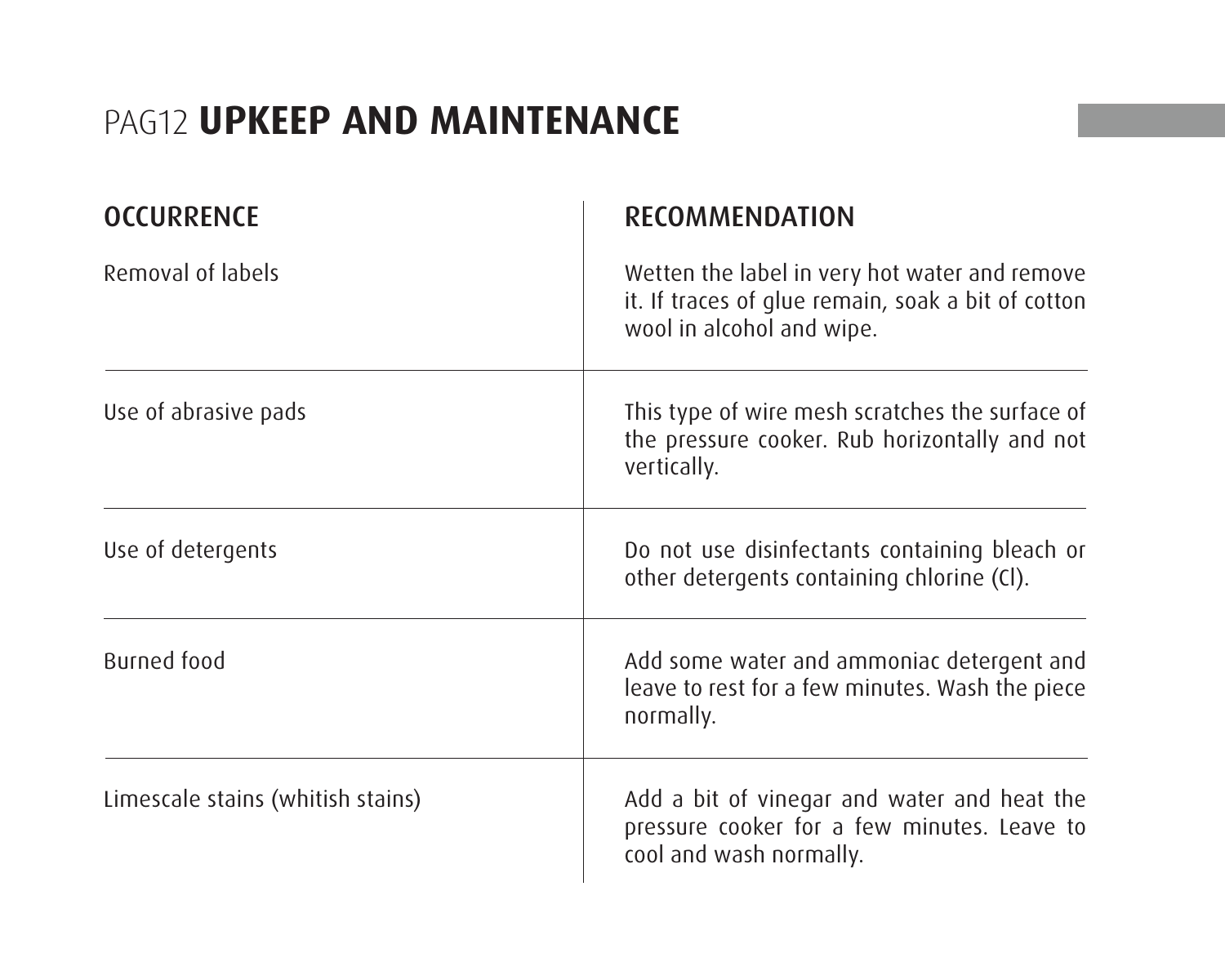# PAG12 **UPKEEP AND MAINTENANCE**

| OCCURRENCE | RECOMMENDATION |
| --- | --- |
| Removal of labels | Wetten the label in very hot water and remove it. If traces of glue remain, soak a bit of cotton wool in alcohol and wipe. |
| Use of abrasive pads | This type of wire mesh scratches the surface of the pressure cooker. Rub horizontally and not vertically. |
| Use of detergents | Do not use disinfectants containing bleach or other detergents containing chlorine (Cl). |
| Burned food | Add some water and ammoniac detergent and leave to rest for a few minutes. Wash the piece normally. |
| Limescale stains (whitish stains) | Add a bit of vinegar and water and heat the pressure cooker for a few minutes. Leave to cool and wash normally. |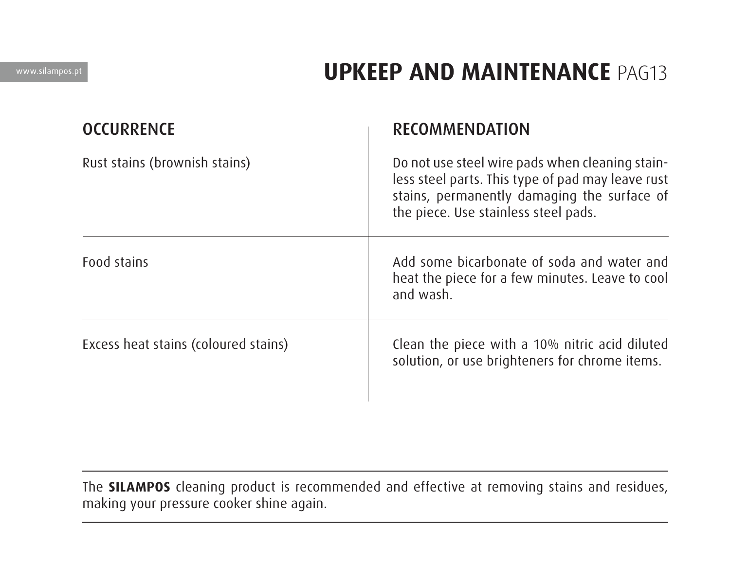# UPKEEP AND MAINTENANCE

| OCCURRENCE | RECOMMENDATION |
| --- | --- |
| Rust stains (brownish stains) | Do not use steel wire pads when cleaning stainless steel parts. This type of pad may leave rust stains, permanently damaging the surface of the piece. Use stainless steel pads. |
| Food stains | Add some bicarbonate of soda and water and heat the piece for a few minutes. Leave to cool and wash. |
| Excess heat stains (coloured stains) | Clean the piece with a 10% nitric acid diluted solution, or use brighteners for chrome items. |

---

The **SILAMPOS** cleaning product is recommended and effective at removing stains and residues, making your pressure cooker shine again.

---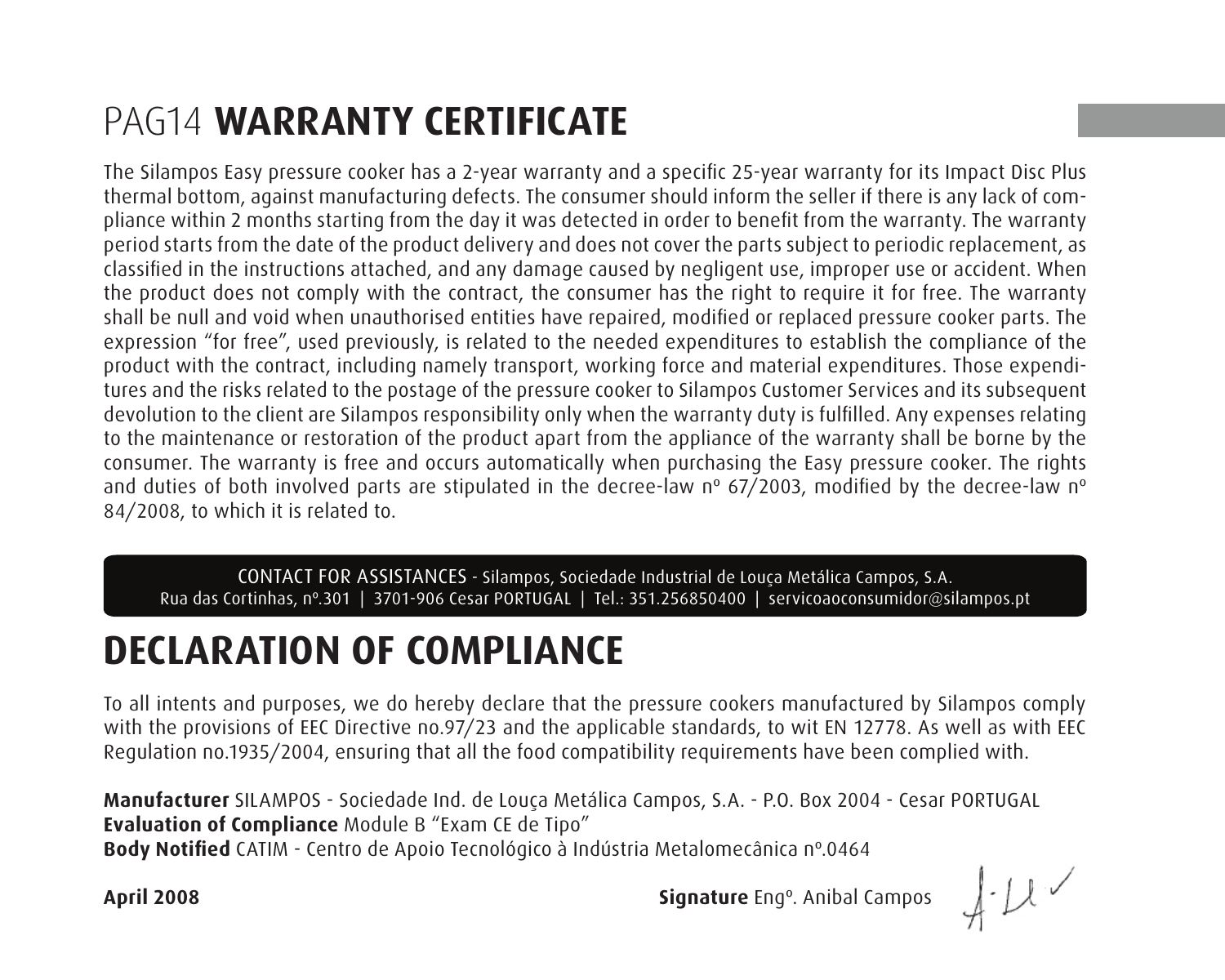# PAG14 **WARRANTY CERTIFICATE**

The Silampos Easy pressure cooker has a 2-year warranty and a specific 25-year warranty for its Impact Disc Plus thermal bottom, against manufacturing defects. The consumer should inform the seller if there is any lack of compliance within 2 months starting from the day it was detected in order to benefit from the warranty. The warranty period starts from the date of the product delivery and does not cover the parts subject to periodic replacement, as classified in the instructions attached, and any damage caused by negligent use, improper use or accident. When the product does not comply with the contract, the consumer has the right to require it for free. The warranty shall be null and void when unauthorised entities have repaired, modified or replaced pressure cooker parts. The expression "for free", used previously, is related to the needed expenditures to establish the compliance of the product with the contract, including namely transport, working force and material expenditures. Those expenditures and the risks related to the postage of the pressure cooker to Silampos Customer Services and its subsequent devolution to the client are Silampos responsibility only when the warranty duty is fulfilled. Any expenses relating to the maintenance or restoration of the product apart from the appliance of the warranty shall be borne by the consumer. The warranty is free and occurs automatically when purchasing the Easy pressure cooker. The rights and duties of both involved parts are stipulated in the decree-law nº 67/2003, modified by the decree-law nº 84/2008, to which it is related to.

CONTACT FOR ASSISTANCES - Silampos, Sociedade Industrial de Louça Metálica Campos, S.A.
Rua das Cortinhas, nº.301 | 3701-906 Cesar PORTUGAL | Tel.: 351.256850400 | servicoaoconsumidor@silampos.pt

# DECLARATION OF COMPLIANCE

To all intents and purposes, we do hereby declare that the pressure cookers manufactured by Silampos comply with the provisions of EEC Directive no.97/23 and the applicable standards, to wit EN 12778. As well as with EEC Regulation no.1935/2004, ensuring that all the food compatibility requirements have been complied with.

**Manufacturer** SILAMPOS - Sociedade Ind. de Louça Metálica Campos, S.A. - P.O. Box 2004 - Cesar PORTUGAL
**Evaluation of Compliance** Module B "Exam CE de Tipo"
**Body Notified** CATIM - Centro de Apoio Tecnológico à Indústria Metalomecânica nº.0464

**April 2008** **Signature** Engº. Anibal Campos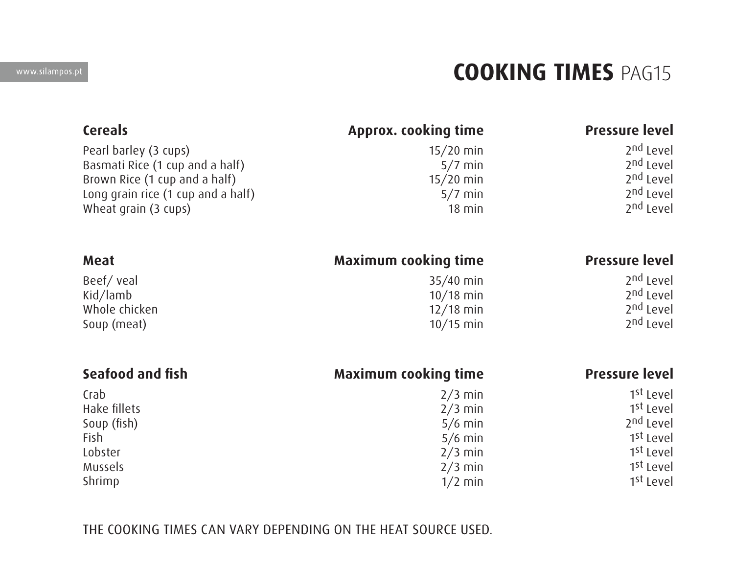# COOKING TIMES

| Cereals | Approx. cooking time | Pressure level |
|---|---|---|
| Pearl barley (3 cups) | 15/20 min | 2nd Level |
| Basmati Rice (1 cup and a half) | 5/7 min | 2nd Level |
| Brown Rice (1 cup and a half) | 15/20 min | 2nd Level |
| Long grain rice (1 cup and a half) | 5/7 min | 2nd Level |
| Wheat grain (3 cups) | 18 min | 2nd Level |

| Meat | Maximum cooking time | Pressure level |
|---|---|---|
| Beef/ veal | 35/40 min | 2nd Level |
| Kid/lamb | 10/18 min | 2nd Level |
| Whole chicken | 12/18 min | 2nd Level |
| Soup (meat) | 10/15 min | 2nd Level |

| Seafood and fish | Maximum cooking time | Pressure level |
|---|---|---|
| Crab | 2/3 min | 1st Level |
| Hake fillets | 2/3 min | 1st Level |
| Soup (fish) | 5/6 min | 2nd Level |
| Fish | 5/6 min | 1st Level |
| Lobster | 2/3 min | 1st Level |
| Mussels | 2/3 min | 1st Level |
| Shrimp | 1/2 min | 1st Level |

THE COOKING TIMES CAN VARY DEPENDING ON THE HEAT SOURCE USED.